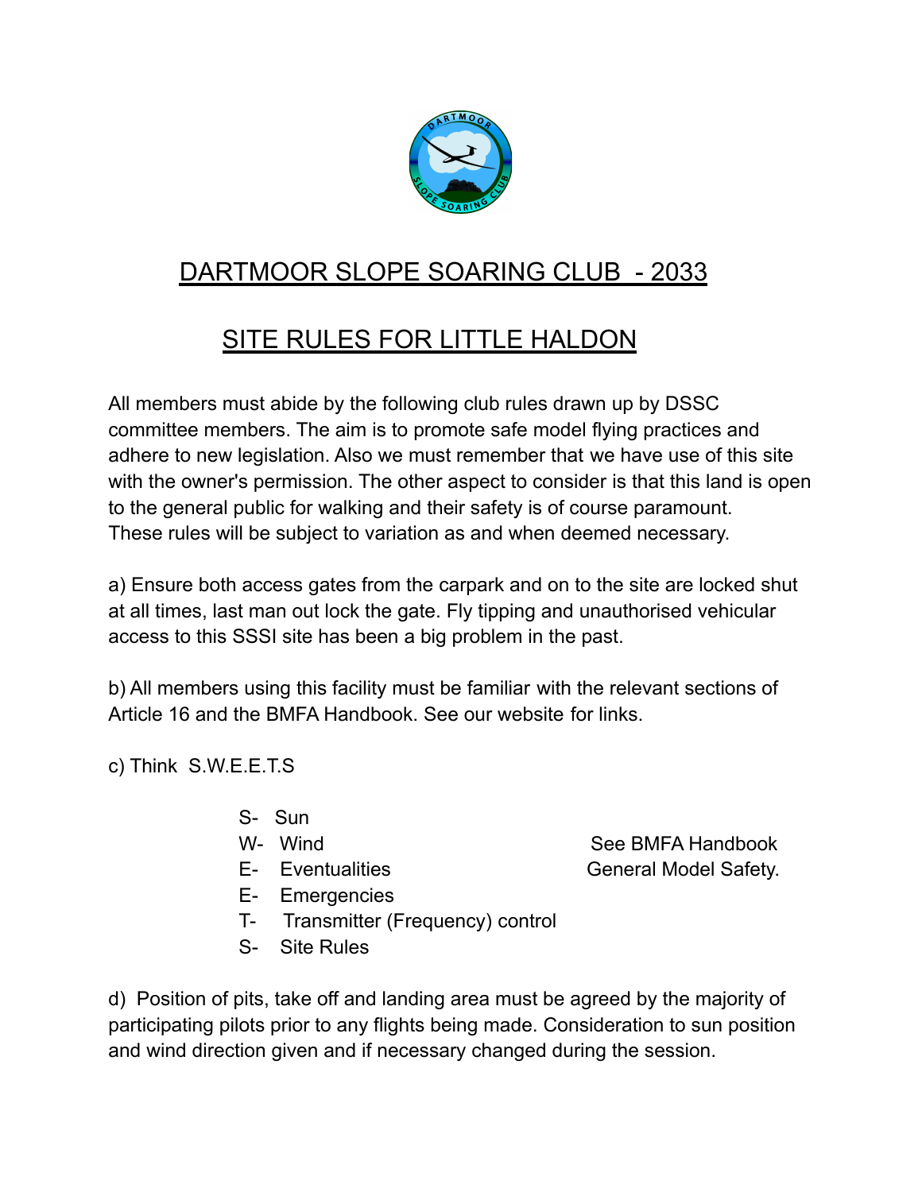# DARTMOOR SLOPE SOARING CLUB - 2033

## SITE RULES FOR LITTLE HALDON

All members must abide by the following club rules drawn up by DSSC committee members. The aim is to promote safe model flying practices and adhere to new legislation. Also we must remember that we have use of this site with the owner's permission. The other aspect to consider is that this land is open to the general public for walking and their safety is of course paramount. These rules will be subject to variation as and when deemed necessary.

a) Ensure both access gates from the carpark and on to the site are locked shut at all times, last man out lock the gate. Fly tipping and unauthorised vehicular access to this SSSI site has been a big problem in the past.

b) All members using this facility must be familiar with the relevant sections of Article 16 and the BMFA Handbook. See our website for links.

c) Think S.W.E.E.T.S

- S- Sun
- W- Wind
- E- Eventualities
- E- Emergencies
- T- Transmitter (Frequency) control
- S- Site Rules

See BMFA Handbook General Model Safety.

d) Position of pits, take off and landing area must be agreed by the majority of participating pilots prior to any flights being made. Consideration to sun position and wind direction given and if necessary changed during the session.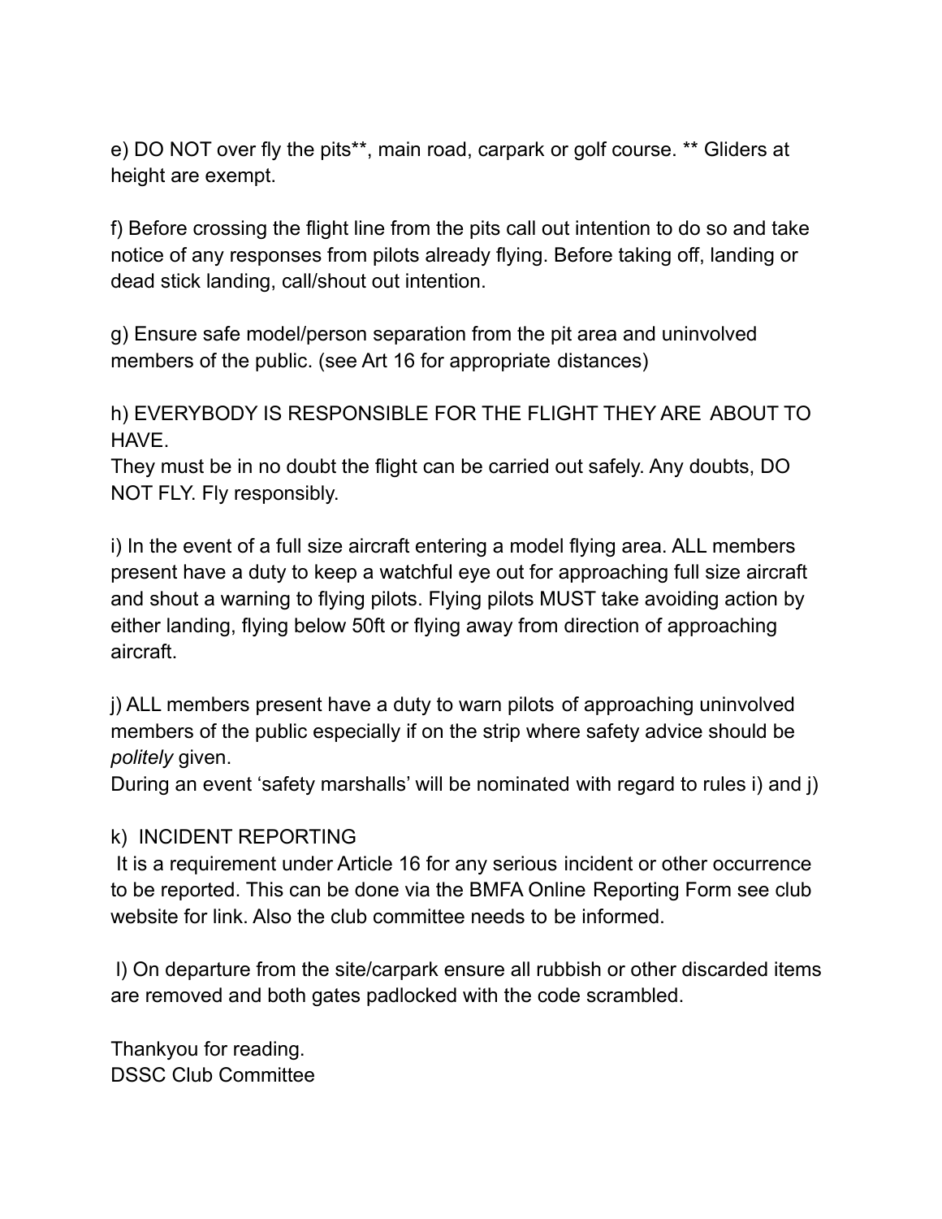e) DO NOT over fly the pits**, main road, carpark or golf course. ** Gliders at height are exempt.

f) Before crossing the flight line from the pits call out intention to do so and take notice of any responses from pilots already flying. Before taking off, landing or dead stick landing, call/shout out intention.

g) Ensure safe model/person separation from the pit area and uninvolved members of the public. (see Art 16 for appropriate distances)

h) EVERYBODY IS RESPONSIBLE FOR THE FLIGHT THEY ARE ABOUT TO HAVE.
They must be in no doubt the flight can be carried out safely. Any doubts, DO NOT FLY. Fly responsibly.

i) In the event of a full size aircraft entering a model flying area. ALL members present have a duty to keep a watchful eye out for approaching full size aircraft and shout a warning to flying pilots. Flying pilots MUST take avoiding action by either landing, flying below 50ft or flying away from direction of approaching aircraft.

j) ALL members present have a duty to warn pilots of approaching uninvolved members of the public especially if on the strip where safety advice should be *politely* given.
During an event 'safety marshalls' will be nominated with regard to rules i) and j)

k) INCIDENT REPORTING
It is a requirement under Article 16 for any serious incident or other occurrence to be reported. This can be done via the BMFA Online Reporting Form see club website for link. Also the club committee needs to be informed.

l) On departure from the site/carpark ensure all rubbish or other discarded items are removed and both gates padlocked with the code scrambled.

Thankyou for reading.
DSSC Club Committee